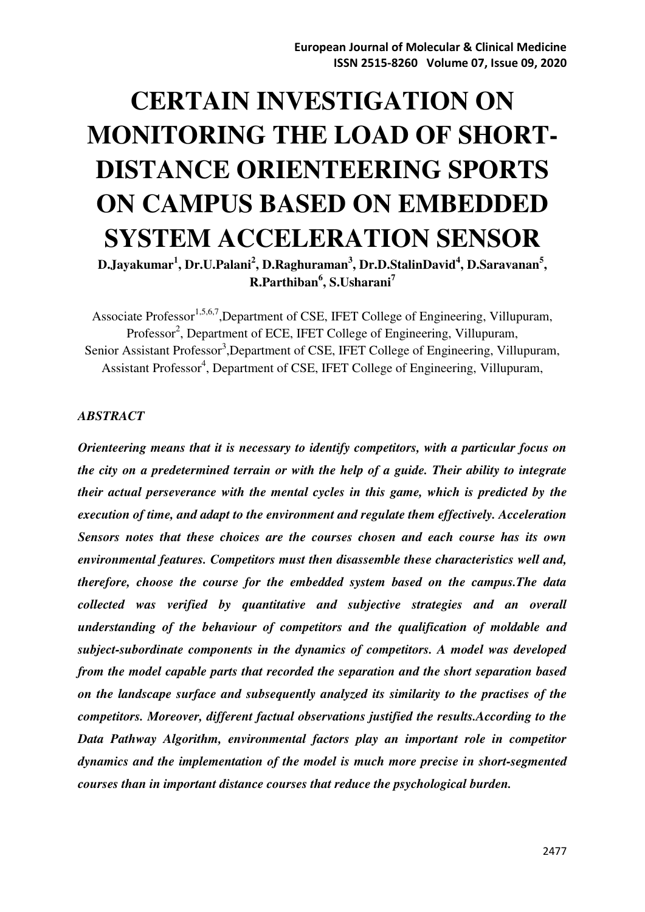# CERTAIN INVESTIGATION ON MONITORING THE LOAD OF SHORT-DISTANCE ORIENTEERING SPORTS ON CAMPUS BASED ON EMBEDDED SYSTEM ACCELERATION SENSOR

**D.Jayakumar[1], Dr.U.Palani[2], D.Raghuraman[3], Dr.D.StalinDavid[4], D.Saravanan[5], R.Parthiban[6], S.Usharani[7]**

Associate Professor[1,5,6,7],Department of CSE, IFET College of Engineering, Villupuram,
Professor[2], Department of ECE, IFET College of Engineering, Villupuram,
Senior Assistant Professor[3],Department of CSE, IFET College of Engineering, Villupuram,
Assistant Professor[4], Department of CSE, IFET College of Engineering, Villupuram,

### *ABSTRACT*

***Orienteering means that it is necessary to identify competitors, with a particular focus on the city on a predetermined terrain or with the help of a guide. Their ability to integrate their actual perseverance with the mental cycles in this game, which is predicted by the execution of time, and adapt to the environment and regulate them effectively. Acceleration Sensors notes that these choices are the courses chosen and each course has its own environmental features. Competitors must then disassemble these characteristics well and, therefore, choose the course for the embedded system based on the campus.The data collected was verified by quantitative and subjective strategies and an overall understanding of the behaviour of competitors and the qualification of moldable and subject-subordinate components in the dynamics of competitors. A model was developed from the model capable parts that recorded the separation and the short separation based on the landscape surface and subsequently analyzed its similarity to the practises of the competitors. Moreover, different factual observations justified the results.According to the Data Pathway Algorithm, environmental factors play an important role in competitor dynamics and the implementation of the model is much more precise in short-segmented courses than in important distance courses that reduce the psychological burden.***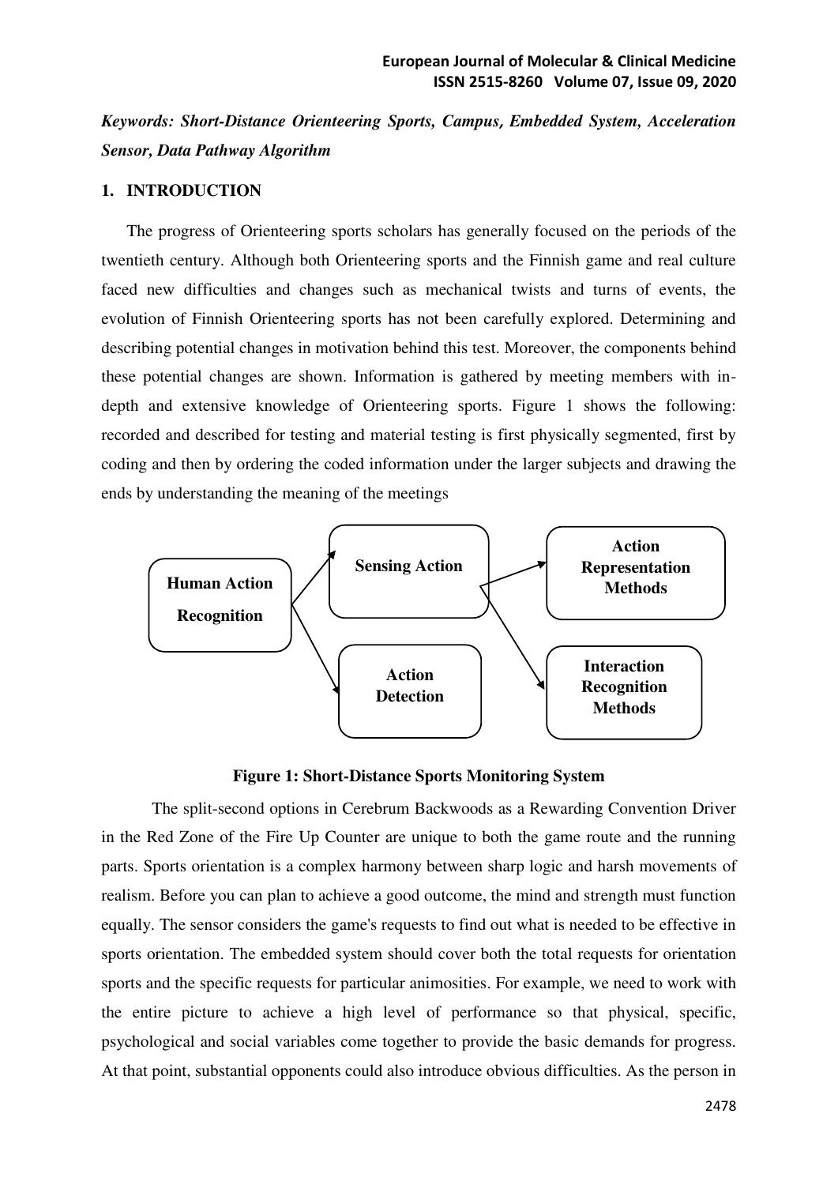***Keywords: Short-Distance Orienteering Sports, Campus, Embedded System, Acceleration Sensor, Data Pathway Algorithm***

## 1. INTRODUCTION

The progress of Orienteering sports scholars has generally focused on the periods of the twentieth century. Although both Orienteering sports and the Finnish game and real culture faced new difficulties and changes such as mechanical twists and turns of events, the evolution of Finnish Orienteering sports has not been carefully explored. Determining and describing potential changes in motivation behind this test. Moreover, the components behind these potential changes are shown. Information is gathered by meeting members with in-depth and extensive knowledge of Orienteering sports. Figure 1 shows the following: recorded and described for testing and material testing is first physically segmented, first by coding and then by ordering the coded information under the larger subjects and drawing the ends by understanding the meaning of the meetings

Human Action Recognition → Sensing Action → Action Representation Methods; Interaction Recognition Methods
Human Action Recognition → Action Detection

**Figure 1: Short-Distance Sports Monitoring System**

The split-second options in Cerebrum Backwoods as a Rewarding Convention Driver in the Red Zone of the Fire Up Counter are unique to both the game route and the running parts. Sports orientation is a complex harmony between sharp logic and harsh movements of realism. Before you can plan to achieve a good outcome, the mind and strength must function equally. The sensor considers the game's requests to find out what is needed to be effective in sports orientation. The embedded system should cover both the total requests for orientation sports and the specific requests for particular animosities. For example, we need to work with the entire picture to achieve a high level of performance so that physical, specific, psychological and social variables come together to provide the basic demands for progress. At that point, substantial opponents could also introduce obvious difficulties. As the person in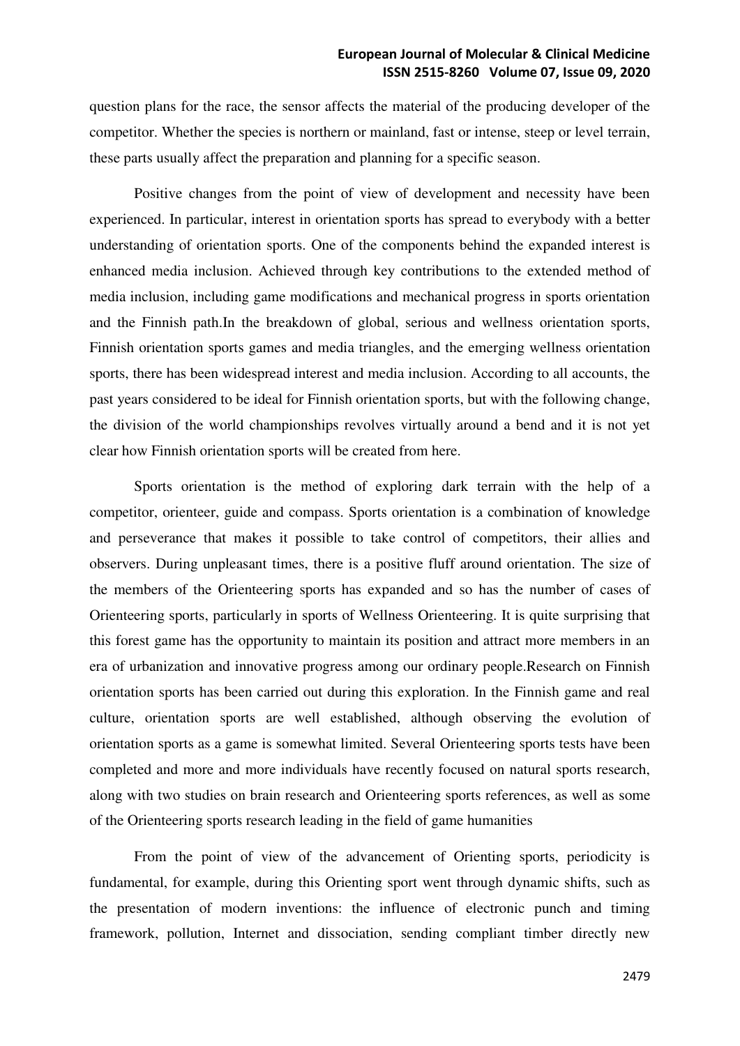question plans for the race, the sensor affects the material of the producing developer of the competitor. Whether the species is northern or mainland, fast or intense, steep or level terrain, these parts usually affect the preparation and planning for a specific season.

Positive changes from the point of view of development and necessity have been experienced. In particular, interest in orientation sports has spread to everybody with a better understanding of orientation sports. One of the components behind the expanded interest is enhanced media inclusion. Achieved through key contributions to the extended method of media inclusion, including game modifications and mechanical progress in sports orientation and the Finnish path.In the breakdown of global, serious and wellness orientation sports, Finnish orientation sports games and media triangles, and the emerging wellness orientation sports, there has been widespread interest and media inclusion. According to all accounts, the past years considered to be ideal for Finnish orientation sports, but with the following change, the division of the world championships revolves virtually around a bend and it is not yet clear how Finnish orientation sports will be created from here.

Sports orientation is the method of exploring dark terrain with the help of a competitor, orienteer, guide and compass. Sports orientation is a combination of knowledge and perseverance that makes it possible to take control of competitors, their allies and observers. During unpleasant times, there is a positive fluff around orientation. The size of the members of the Orienteering sports has expanded and so has the number of cases of Orienteering sports, particularly in sports of Wellness Orienteering. It is quite surprising that this forest game has the opportunity to maintain its position and attract more members in an era of urbanization and innovative progress among our ordinary people.Research on Finnish orientation sports has been carried out during this exploration. In the Finnish game and real culture, orientation sports are well established, although observing the evolution of orientation sports as a game is somewhat limited. Several Orienteering sports tests have been completed and more and more individuals have recently focused on natural sports research, along with two studies on brain research and Orienteering sports references, as well as some of the Orienteering sports research leading in the field of game humanities

From the point of view of the advancement of Orienting sports, periodicity is fundamental, for example, during this Orienting sport went through dynamic shifts, such as the presentation of modern inventions: the influence of electronic punch and timing framework, pollution, Internet and dissociation, sending compliant timber directly new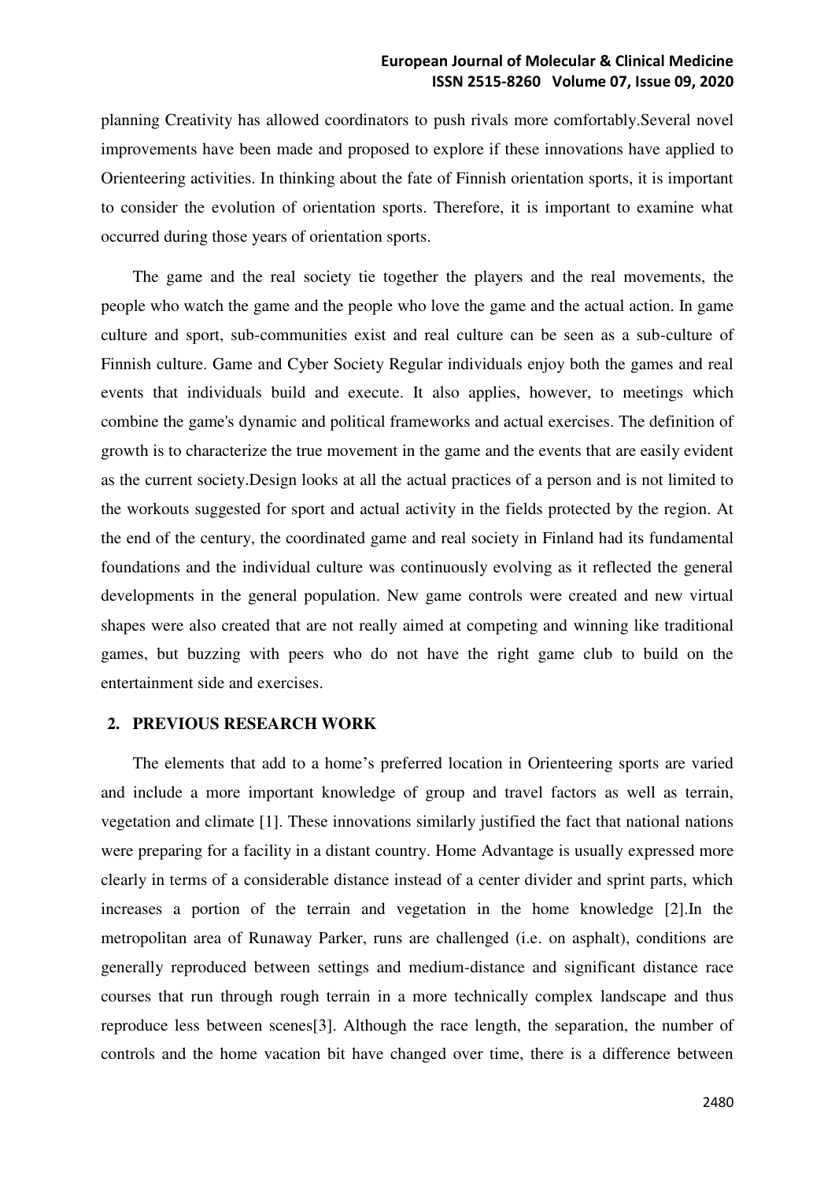planning Creativity has allowed coordinators to push rivals more comfortably.Several novel improvements have been made and proposed to explore if these innovations have applied to Orienteering activities. In thinking about the fate of Finnish orientation sports, it is important to consider the evolution of orientation sports. Therefore, it is important to examine what occurred during those years of orientation sports.

The game and the real society tie together the players and the real movements, the people who watch the game and the people who love the game and the actual action. In game culture and sport, sub-communities exist and real culture can be seen as a sub-culture of Finnish culture. Game and Cyber Society Regular individuals enjoy both the games and real events that individuals build and execute. It also applies, however, to meetings which combine the game's dynamic and political frameworks and actual exercises. The definition of growth is to characterize the true movement in the game and the events that are easily evident as the current society.Design looks at all the actual practices of a person and is not limited to the workouts suggested for sport and actual activity in the fields protected by the region. At the end of the century, the coordinated game and real society in Finland had its fundamental foundations and the individual culture was continuously evolving as it reflected the general developments in the general population. New game controls were created and new virtual shapes were also created that are not really aimed at competing and winning like traditional games, but buzzing with peers who do not have the right game club to build on the entertainment side and exercises.

## 2. PREVIOUS RESEARCH WORK

The elements that add to a home's preferred location in Orienteering sports are varied and include a more important knowledge of group and travel factors as well as terrain, vegetation and climate [1]. These innovations similarly justified the fact that national nations were preparing for a facility in a distant country. Home Advantage is usually expressed more clearly in terms of a considerable distance instead of a center divider and sprint parts, which increases a portion of the terrain and vegetation in the home knowledge [2].In the metropolitan area of Runaway Parker, runs are challenged (i.e. on asphalt), conditions are generally reproduced between settings and medium-distance and significant distance race courses that run through rough terrain in a more technically complex landscape and thus reproduce less between scenes[3]. Although the race length, the separation, the number of controls and the home vacation bit have changed over time, there is a difference between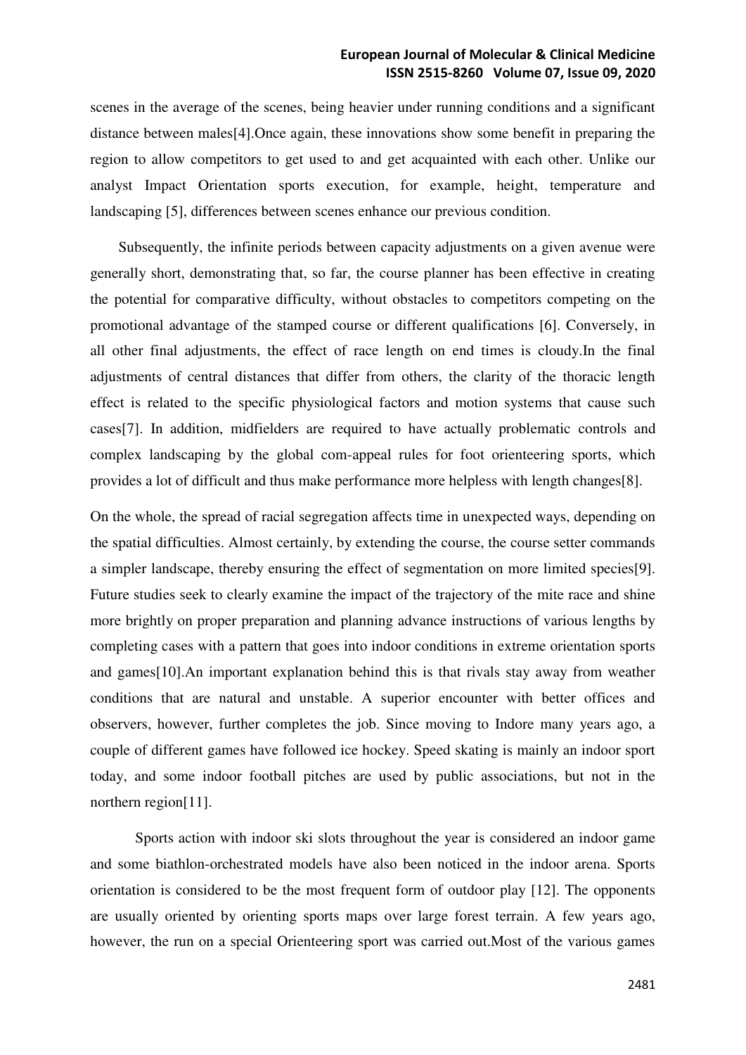scenes in the average of the scenes, being heavier under running conditions and a significant distance between males[4].Once again, these innovations show some benefit in preparing the region to allow competitors to get used to and get acquainted with each other. Unlike our analyst Impact Orientation sports execution, for example, height, temperature and landscaping [5], differences between scenes enhance our previous condition.

Subsequently, the infinite periods between capacity adjustments on a given avenue were generally short, demonstrating that, so far, the course planner has been effective in creating the potential for comparative difficulty, without obstacles to competitors competing on the promotional advantage of the stamped course or different qualifications [6]. Conversely, in all other final adjustments, the effect of race length on end times is cloudy.In the final adjustments of central distances that differ from others, the clarity of the thoracic length effect is related to the specific physiological factors and motion systems that cause such cases[7]. In addition, midfielders are required to have actually problematic controls and complex landscaping by the global com-appeal rules for foot orienteering sports, which provides a lot of difficult and thus make performance more helpless with length changes[8].

On the whole, the spread of racial segregation affects time in unexpected ways, depending on the spatial difficulties. Almost certainly, by extending the course, the course setter commands a simpler landscape, thereby ensuring the effect of segmentation on more limited species[9]. Future studies seek to clearly examine the impact of the trajectory of the mite race and shine more brightly on proper preparation and planning advance instructions of various lengths by completing cases with a pattern that goes into indoor conditions in extreme orientation sports and games[10].An important explanation behind this is that rivals stay away from weather conditions that are natural and unstable. A superior encounter with better offices and observers, however, further completes the job. Since moving to Indore many years ago, a couple of different games have followed ice hockey. Speed skating is mainly an indoor sport today, and some indoor football pitches are used by public associations, but not in the northern region[11].

Sports action with indoor ski slots throughout the year is considered an indoor game and some biathlon-orchestrated models have also been noticed in the indoor arena. Sports orientation is considered to be the most frequent form of outdoor play [12]. The opponents are usually oriented by orienting sports maps over large forest terrain. A few years ago, however, the run on a special Orienteering sport was carried out.Most of the various games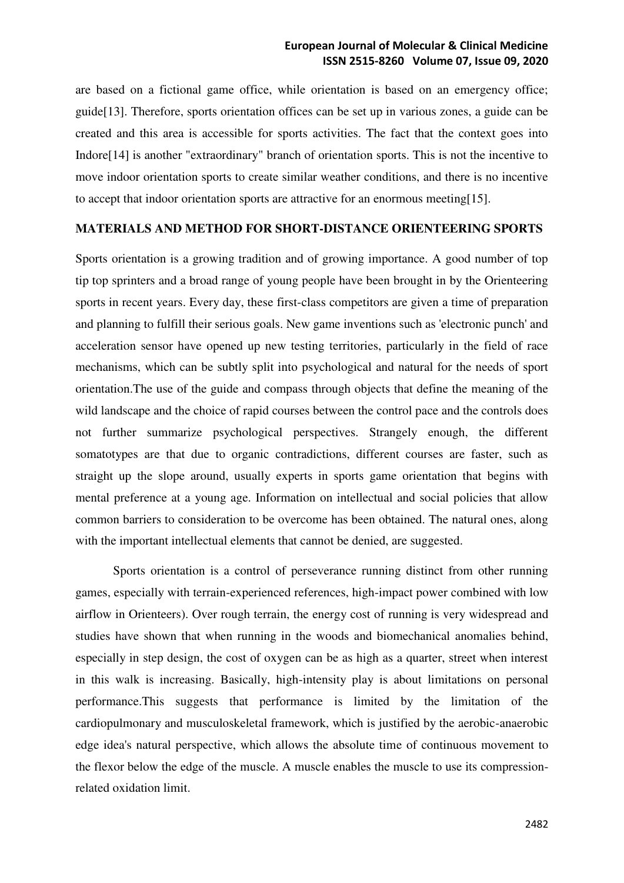are based on a fictional game office, while orientation is based on an emergency office; guide[13]. Therefore, sports orientation offices can be set up in various zones, a guide can be created and this area is accessible for sports activities. The fact that the context goes into Indore[14] is another "extraordinary" branch of orientation sports. This is not the incentive to move indoor orientation sports to create similar weather conditions, and there is no incentive to accept that indoor orientation sports are attractive for an enormous meeting[15].

## MATERIALS AND METHOD FOR SHORT-DISTANCE ORIENTEERING SPORTS

Sports orientation is a growing tradition and of growing importance. A good number of top tip top sprinters and a broad range of young people have been brought in by the Orienteering sports in recent years. Every day, these first-class competitors are given a time of preparation and planning to fulfill their serious goals. New game inventions such as 'electronic punch' and acceleration sensor have opened up new testing territories, particularly in the field of race mechanisms, which can be subtly split into psychological and natural for the needs of sport orientation.The use of the guide and compass through objects that define the meaning of the wild landscape and the choice of rapid courses between the control pace and the controls does not further summarize psychological perspectives. Strangely enough, the different somatotypes are that due to organic contradictions, different courses are faster, such as straight up the slope around, usually experts in sports game orientation that begins with mental preference at a young age. Information on intellectual and social policies that allow common barriers to consideration to be overcome has been obtained. The natural ones, along with the important intellectual elements that cannot be denied, are suggested.

Sports orientation is a control of perseverance running distinct from other running games, especially with terrain-experienced references, high-impact power combined with low airflow in Orienteers). Over rough terrain, the energy cost of running is very widespread and studies have shown that when running in the woods and biomechanical anomalies behind, especially in step design, the cost of oxygen can be as high as a quarter, street when interest in this walk is increasing. Basically, high-intensity play is about limitations on personal performance.This suggests that performance is limited by the limitation of the cardiopulmonary and musculoskeletal framework, which is justified by the aerobic-anaerobic edge idea's natural perspective, which allows the absolute time of continuous movement to the flexor below the edge of the muscle. A muscle enables the muscle to use its compression-related oxidation limit.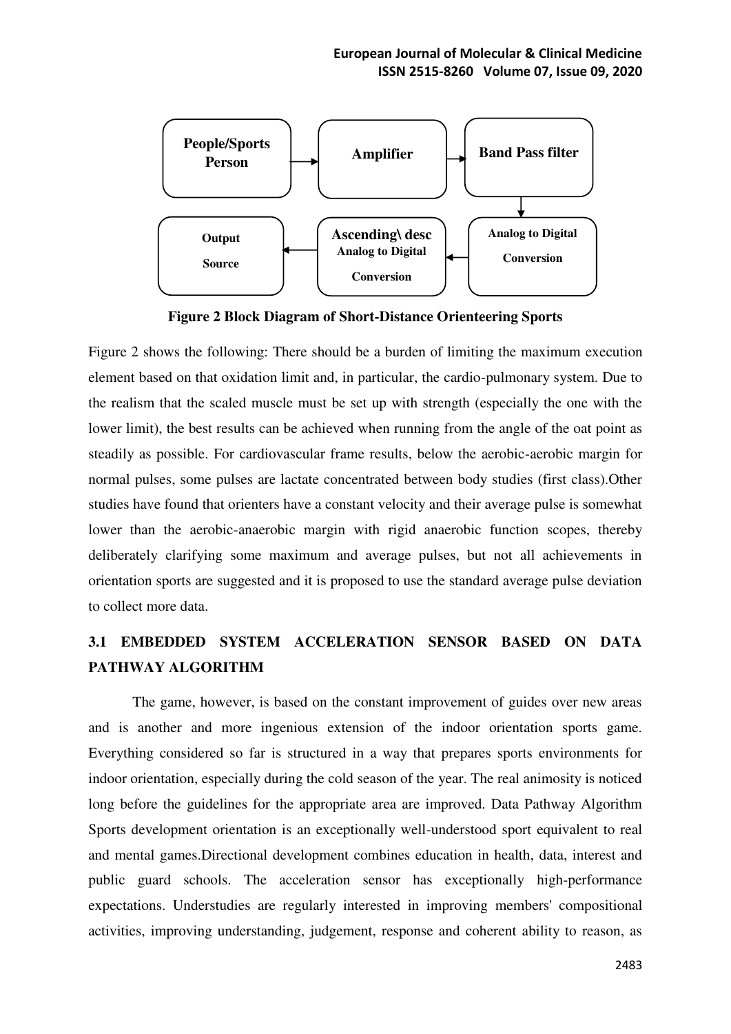People/Sports Person → Amplifier → Band Pass filter → Analog to Digital Conversion → Ascending\ desc Analog to Digital Conversion → Output Source

**Figure 2 Block Diagram of Short-Distance Orienteering Sports**

Figure 2 shows the following: There should be a burden of limiting the maximum execution element based on that oxidation limit and, in particular, the cardio-pulmonary system. Due to the realism that the scaled muscle must be set up with strength (especially the one with the lower limit), the best results can be achieved when running from the angle of the oat point as steadily as possible. For cardiovascular frame results, below the aerobic-aerobic margin for normal pulses, some pulses are lactate concentrated between body studies (first class).Other studies have found that orienters have a constant velocity and their average pulse is somewhat lower than the aerobic-anaerobic margin with rigid anaerobic function scopes, thereby deliberately clarifying some maximum and average pulses, but not all achievements in orientation sports are suggested and it is proposed to use the standard average pulse deviation to collect more data.

## 3.1 EMBEDDED SYSTEM ACCELERATION SENSOR BASED ON DATA PATHWAY ALGORITHM

The game, however, is based on the constant improvement of guides over new areas and is another and more ingenious extension of the indoor orientation sports game. Everything considered so far is structured in a way that prepares sports environments for indoor orientation, especially during the cold season of the year. The real animosity is noticed long before the guidelines for the appropriate area are improved. Data Pathway Algorithm Sports development orientation is an exceptionally well-understood sport equivalent to real and mental games.Directional development combines education in health, data, interest and public guard schools. The acceleration sensor has exceptionally high-performance expectations. Understudies are regularly interested in improving members' compositional activities, improving understanding, judgement, response and coherent ability to reason, as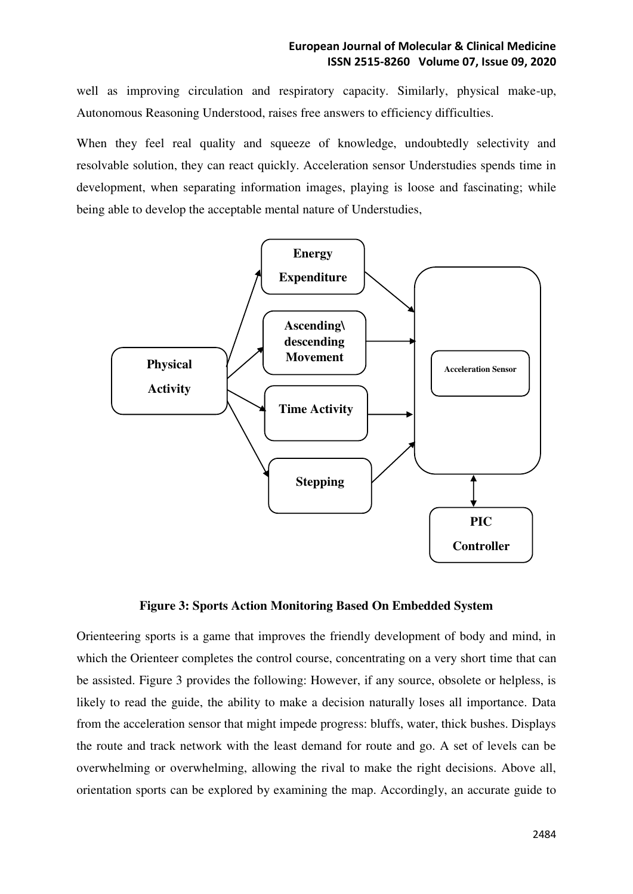well as improving circulation and respiratory capacity. Similarly, physical make-up, Autonomous Reasoning Understood, raises free answers to efficiency difficulties.

When they feel real quality and squeeze of knowledge, undoubtedly selectivity and resolvable solution, they can react quickly. Acceleration sensor Understudies spends time in development, when separating information images, playing is loose and fascinating; while being able to develop the acceptable mental nature of Understudies,

**Figure 3: Sports Action Monitoring Based On Embedded System**

Orienteering sports is a game that improves the friendly development of body and mind, in which the Orienteer completes the control course, concentrating on a very short time that can be assisted. Figure 3 provides the following: However, if any source, obsolete or helpless, is likely to read the guide, the ability to make a decision naturally loses all importance. Data from the acceleration sensor that might impede progress: bluffs, water, thick bushes. Displays the route and track network with the least demand for route and go. A set of levels can be overwhelming or overwhelming, allowing the rival to make the right decisions. Above all, orientation sports can be explored by examining the map. Accordingly, an accurate guide to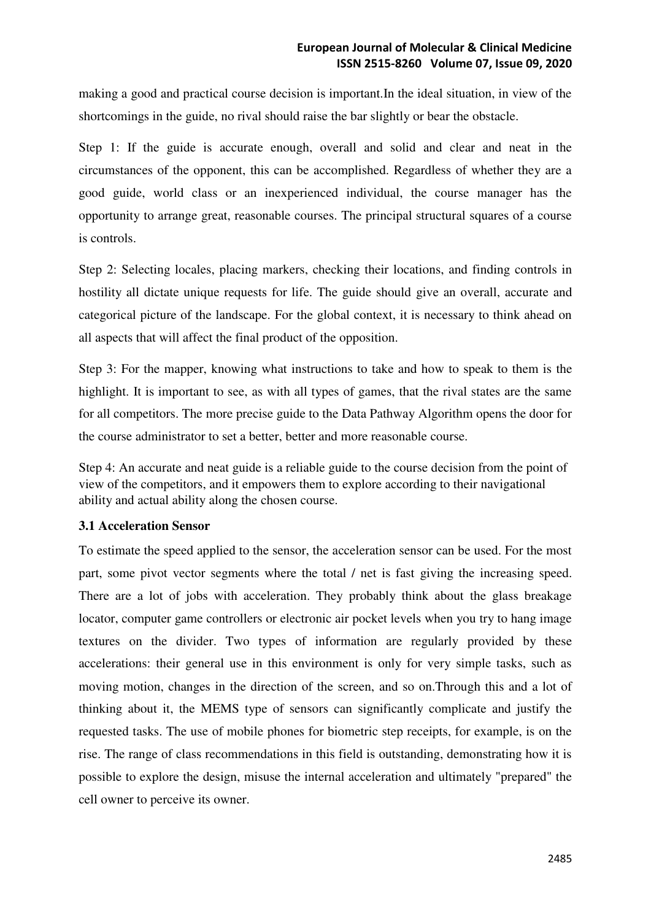making a good and practical course decision is important.In the ideal situation, in view of the shortcomings in the guide, no rival should raise the bar slightly or bear the obstacle.

Step 1: If the guide is accurate enough, overall and solid and clear and neat in the circumstances of the opponent, this can be accomplished. Regardless of whether they are a good guide, world class or an inexperienced individual, the course manager has the opportunity to arrange great, reasonable courses. The principal structural squares of a course is controls.

Step 2: Selecting locales, placing markers, checking their locations, and finding controls in hostility all dictate unique requests for life. The guide should give an overall, accurate and categorical picture of the landscape. For the global context, it is necessary to think ahead on all aspects that will affect the final product of the opposition.

Step 3: For the mapper, knowing what instructions to take and how to speak to them is the highlight. It is important to see, as with all types of games, that the rival states are the same for all competitors. The more precise guide to the Data Pathway Algorithm opens the door for the course administrator to set a better, better and more reasonable course.

Step 4: An accurate and neat guide is a reliable guide to the course decision from the point of view of the competitors, and it empowers them to explore according to their navigational ability and actual ability along the chosen course.

### 3.1 Acceleration Sensor

To estimate the speed applied to the sensor, the acceleration sensor can be used. For the most part, some pivot vector segments where the total / net is fast giving the increasing speed. There are a lot of jobs with acceleration. They probably think about the glass breakage locator, computer game controllers or electronic air pocket levels when you try to hang image textures on the divider. Two types of information are regularly provided by these accelerations: their general use in this environment is only for very simple tasks, such as moving motion, changes in the direction of the screen, and so on.Through this and a lot of thinking about it, the MEMS type of sensors can significantly complicate and justify the requested tasks. The use of mobile phones for biometric step receipts, for example, is on the rise. The range of class recommendations in this field is outstanding, demonstrating how it is possible to explore the design, misuse the internal acceleration and ultimately "prepared" the cell owner to perceive its owner.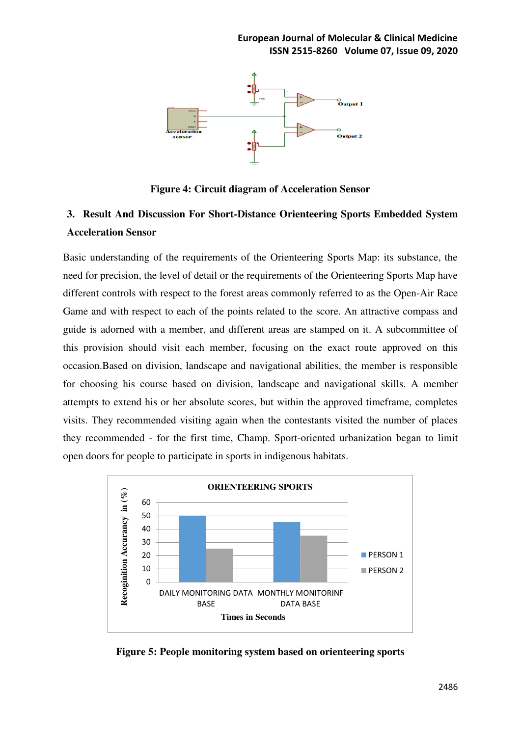Figure 4: Circuit diagram of Acceleration Sensor

## 3. Result And Discussion For Short-Distance Orienteering Sports Embedded System Acceleration Sensor

Basic understanding of the requirements of the Orienteering Sports Map: its substance, the need for precision, the level of detail or the requirements of the Orienteering Sports Map have different controls with respect to the forest areas commonly referred to as the Open-Air Race Game and with respect to each of the points related to the score. An attractive compass and guide is adorned with a member, and different areas are stamped on it. A subcommittee of this provision should visit each member, focusing on the exact route approved on this occasion.Based on division, landscape and navigational abilities, the member is responsible for choosing his course based on division, landscape and navigational skills. A member attempts to extend his or her absolute scores, but within the approved timeframe, completes visits. They recommended visiting again when the contestants visited the number of places they recommended - for the first time, Champ. Sport-oriented urbanization began to limit open doors for people to participate in sports in indigenous habitats.

Figure 5: People monitoring system based on orienteering sports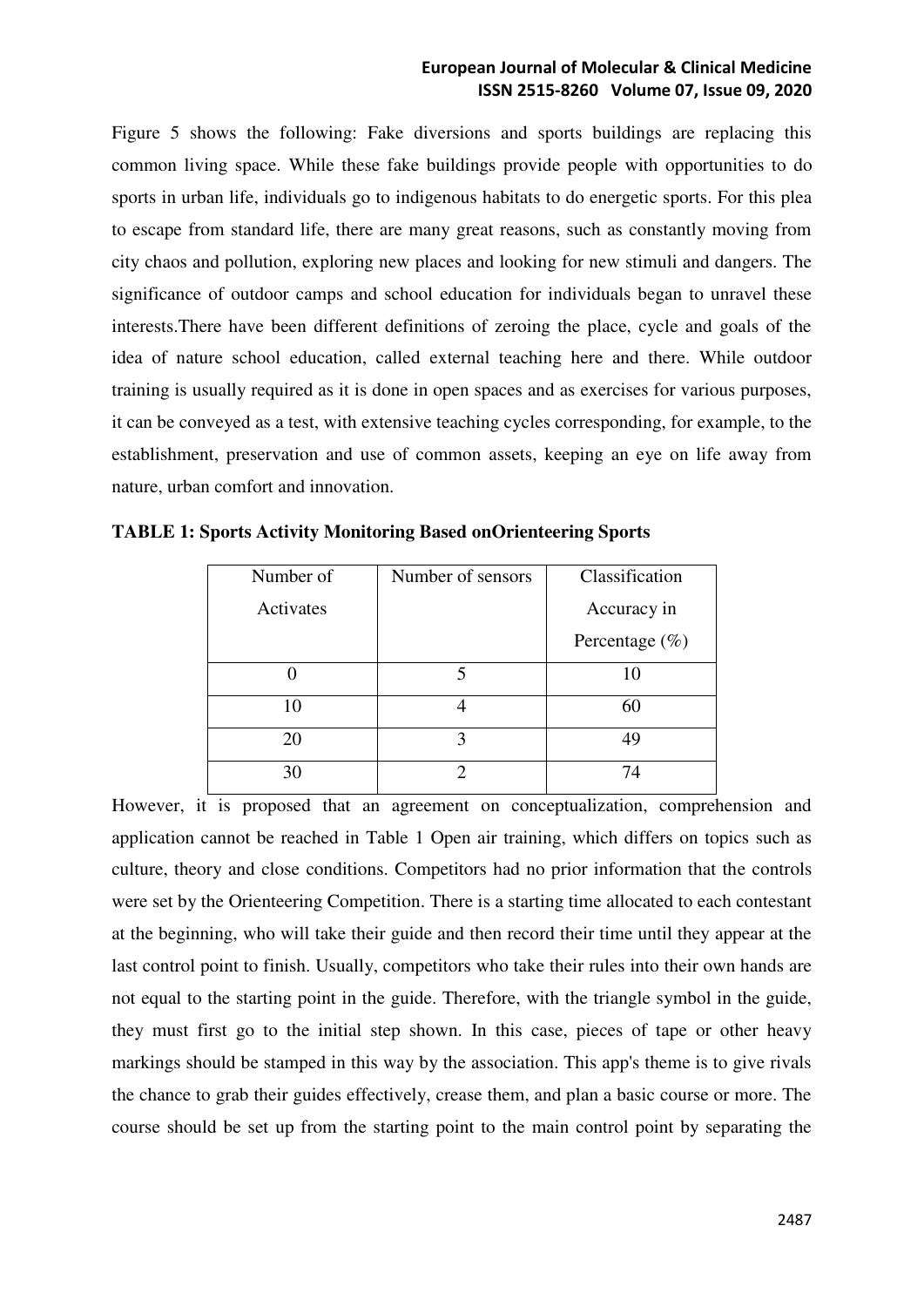Figure 5 shows the following: Fake diversions and sports buildings are replacing this common living space. While these fake buildings provide people with opportunities to do sports in urban life, individuals go to indigenous habitats to do energetic sports. For this plea to escape from standard life, there are many great reasons, such as constantly moving from city chaos and pollution, exploring new places and looking for new stimuli and dangers. The significance of outdoor camps and school education for individuals began to unravel these interests.There have been different definitions of zeroing the place, cycle and goals of the idea of nature school education, called external teaching here and there. While outdoor training is usually required as it is done in open spaces and as exercises for various purposes, it can be conveyed as a test, with extensive teaching cycles corresponding, for example, to the establishment, preservation and use of common assets, keeping an eye on life away from nature, urban comfort and innovation.

**TABLE 1: Sports Activity Monitoring Based onOrienteering Sports**

| Number of Activates | Number of sensors | Classification Accuracy in Percentage (%) |
|---|---|---|
| 0 | 5 | 10 |
| 10 | 4 | 60 |
| 20 | 3 | 49 |
| 30 | 2 | 74 |

However, it is proposed that an agreement on conceptualization, comprehension and application cannot be reached in Table 1 Open air training, which differs on topics such as culture, theory and close conditions. Competitors had no prior information that the controls were set by the Orienteering Competition. There is a starting time allocated to each contestant at the beginning, who will take their guide and then record their time until they appear at the last control point to finish. Usually, competitors who take their rules into their own hands are not equal to the starting point in the guide. Therefore, with the triangle symbol in the guide, they must first go to the initial step shown. In this case, pieces of tape or other heavy markings should be stamped in this way by the association. This app's theme is to give rivals the chance to grab their guides effectively, crease them, and plan a basic course or more. The course should be set up from the starting point to the main control point by separating the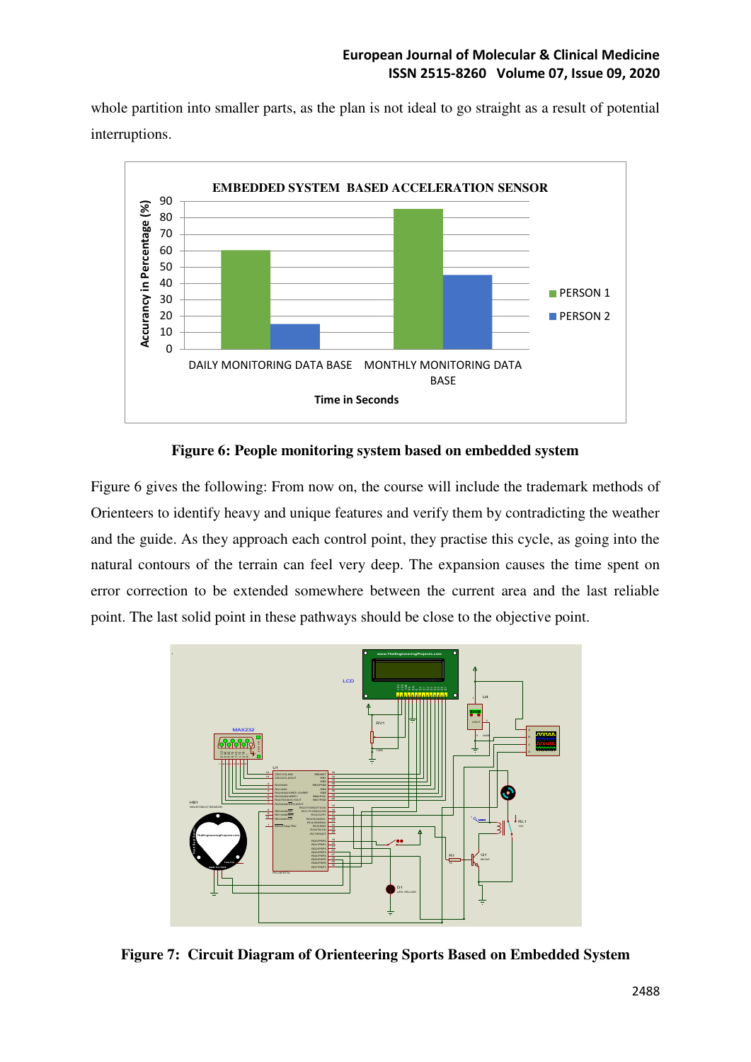whole partition into smaller parts, as the plan is not ideal to go straight as a result of potential interruptions.

**Figure 6: People monitoring system based on embedded system**

Figure 6 gives the following: From now on, the course will include the trademark methods of Orienteers to identify heavy and unique features and verify them by contradicting the weather and the guide. As they approach each control point, they practise this cycle, as going into the natural contours of the terrain can feel very deep. The expansion causes the time spent on error correction to be extended somewhere between the current area and the last reliable point. The last solid point in these pathways should be close to the objective point.

**Figure 7: Circuit Diagram of Orienteering Sports Based on Embedded System**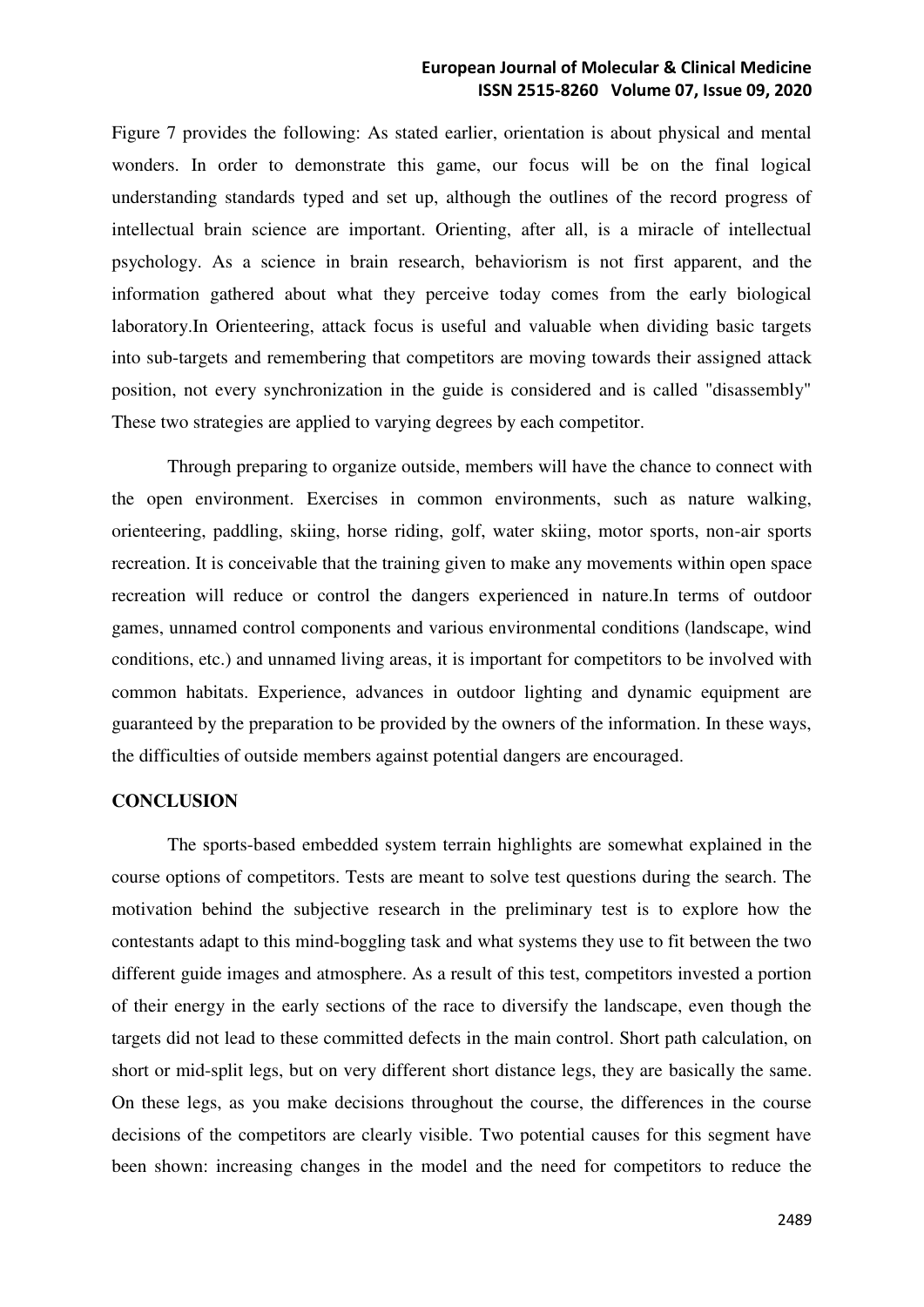Figure 7 provides the following: As stated earlier, orientation is about physical and mental wonders. In order to demonstrate this game, our focus will be on the final logical understanding standards typed and set up, although the outlines of the record progress of intellectual brain science are important. Orienting, after all, is a miracle of intellectual psychology. As a science in brain research, behaviorism is not first apparent, and the information gathered about what they perceive today comes from the early biological laboratory.In Orienteering, attack focus is useful and valuable when dividing basic targets into sub-targets and remembering that competitors are moving towards their assigned attack position, not every synchronization in the guide is considered and is called "disassembly" These two strategies are applied to varying degrees by each competitor.

Through preparing to organize outside, members will have the chance to connect with the open environment. Exercises in common environments, such as nature walking, orienteering, paddling, skiing, horse riding, golf, water skiing, motor sports, non-air sports recreation. It is conceivable that the training given to make any movements within open space recreation will reduce or control the dangers experienced in nature.In terms of outdoor games, unnamed control components and various environmental conditions (landscape, wind conditions, etc.) and unnamed living areas, it is important for competitors to be involved with common habitats. Experience, advances in outdoor lighting and dynamic equipment are guaranteed by the preparation to be provided by the owners of the information. In these ways, the difficulties of outside members against potential dangers are encouraged.

**CONCLUSION**

The sports-based embedded system terrain highlights are somewhat explained in the course options of competitors. Tests are meant to solve test questions during the search. The motivation behind the subjective research in the preliminary test is to explore how the contestants adapt to this mind-boggling task and what systems they use to fit between the two different guide images and atmosphere. As a result of this test, competitors invested a portion of their energy in the early sections of the race to diversify the landscape, even though the targets did not lead to these committed defects in the main control. Short path calculation, on short or mid-split legs, but on very different short distance legs, they are basically the same. On these legs, as you make decisions throughout the course, the differences in the course decisions of the competitors are clearly visible. Two potential causes for this segment have been shown: increasing changes in the model and the need for competitors to reduce the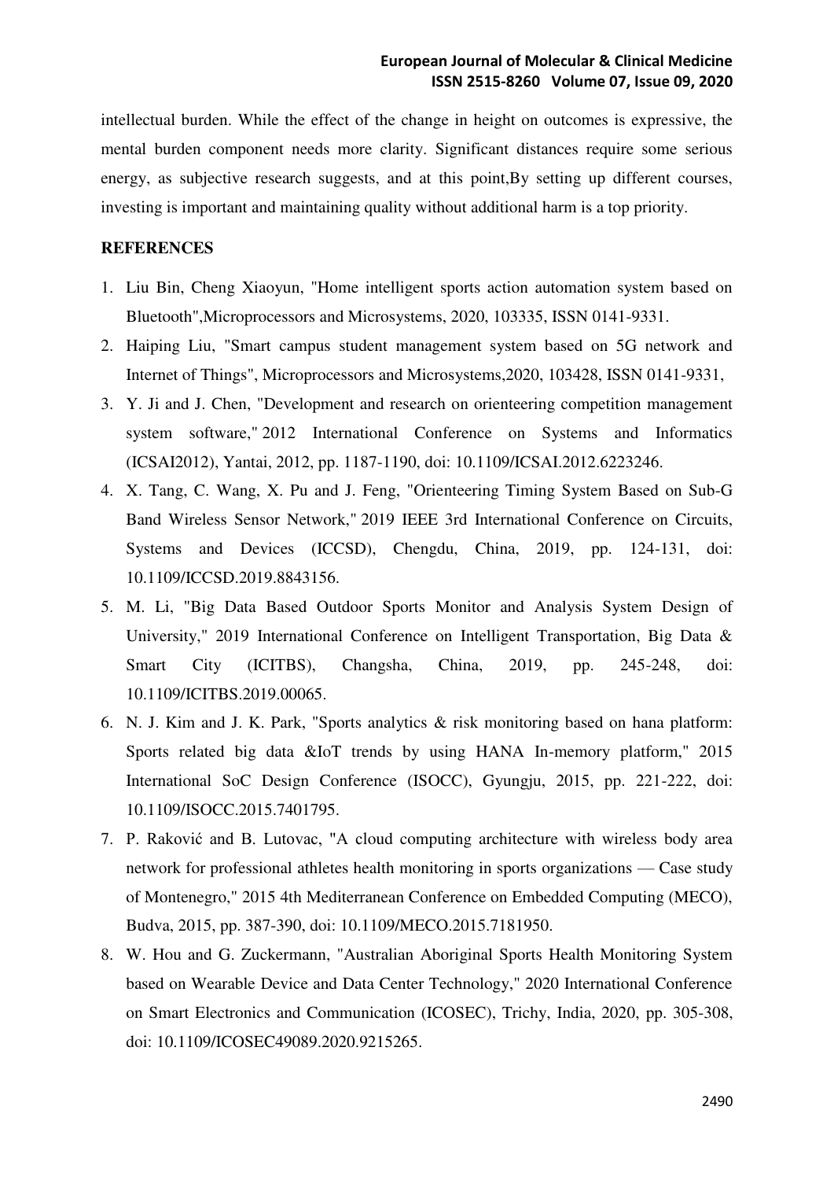intellectual burden. While the effect of the change in height on outcomes is expressive, the mental burden component needs more clarity. Significant distances require some serious energy, as subjective research suggests, and at this point,By setting up different courses, investing is important and maintaining quality without additional harm is a top priority.

## REFERENCES

1. Liu Bin, Cheng Xiaoyun, "Home intelligent sports action automation system based on Bluetooth",Microprocessors and Microsystems, 2020, 103335, ISSN 0141-9331.
2. Haiping Liu, "Smart campus student management system based on 5G network and Internet of Things", Microprocessors and Microsystems,2020, 103428, ISSN 0141-9331,
3. Y. Ji and J. Chen, "Development and research on orienteering competition management system software," 2012 International Conference on Systems and Informatics (ICSAI2012), Yantai, 2012, pp. 1187-1190, doi: 10.1109/ICSAI.2012.6223246.
4. X. Tang, C. Wang, X. Pu and J. Feng, "Orienteering Timing System Based on Sub-G Band Wireless Sensor Network," 2019 IEEE 3rd International Conference on Circuits, Systems and Devices (ICCSD), Chengdu, China, 2019, pp. 124-131, doi: 10.1109/ICCSD.2019.8843156.
5. M. Li, "Big Data Based Outdoor Sports Monitor and Analysis System Design of University," 2019 International Conference on Intelligent Transportation, Big Data & Smart City (ICITBS), Changsha, China, 2019, pp. 245-248, doi: 10.1109/ICITBS.2019.00065.
6. N. J. Kim and J. K. Park, "Sports analytics & risk monitoring based on hana platform: Sports related big data &IoT trends by using HANA In-memory platform," 2015 International SoC Design Conference (ISOCC), Gyungju, 2015, pp. 221-222, doi: 10.1109/ISOCC.2015.7401795.
7. P. Raković and B. Lutovac, "A cloud computing architecture with wireless body area network for professional athletes health monitoring in sports organizations — Case study of Montenegro," 2015 4th Mediterranean Conference on Embedded Computing (MECO), Budva, 2015, pp. 387-390, doi: 10.1109/MECO.2015.7181950.
8. W. Hou and G. Zuckermann, "Australian Aboriginal Sports Health Monitoring System based on Wearable Device and Data Center Technology," 2020 International Conference on Smart Electronics and Communication (ICOSEC), Trichy, India, 2020, pp. 305-308, doi: 10.1109/ICOSEC49089.2020.9215265.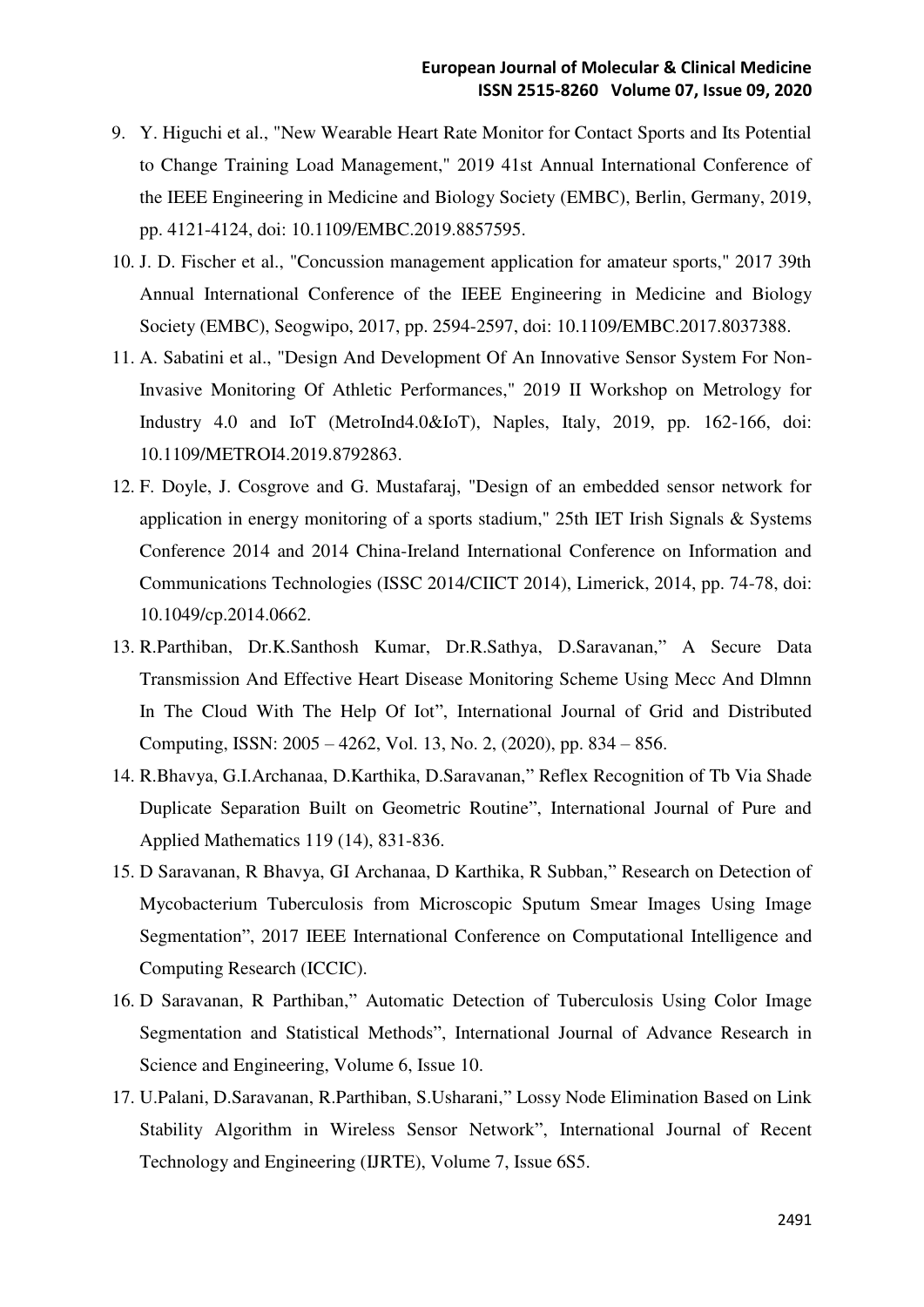9. Y. Higuchi et al., "New Wearable Heart Rate Monitor for Contact Sports and Its Potential to Change Training Load Management," 2019 41st Annual International Conference of the IEEE Engineering in Medicine and Biology Society (EMBC), Berlin, Germany, 2019, pp. 4121-4124, doi: 10.1109/EMBC.2019.8857595.
10. J. D. Fischer et al., "Concussion management application for amateur sports," 2017 39th Annual International Conference of the IEEE Engineering in Medicine and Biology Society (EMBC), Seogwipo, 2017, pp. 2594-2597, doi: 10.1109/EMBC.2017.8037388.
11. A. Sabatini et al., "Design And Development Of An Innovative Sensor System For Non-Invasive Monitoring Of Athletic Performances," 2019 II Workshop on Metrology for Industry 4.0 and IoT (MetroInd4.0&IoT), Naples, Italy, 2019, pp. 162-166, doi: 10.1109/METROI4.2019.8792863.
12. F. Doyle, J. Cosgrove and G. Mustafaraj, "Design of an embedded sensor network for application in energy monitoring of a sports stadium," 25th IET Irish Signals & Systems Conference 2014 and 2014 China-Ireland International Conference on Information and Communications Technologies (ISSC 2014/CIICT 2014), Limerick, 2014, pp. 74-78, doi: 10.1049/cp.2014.0662.
13. R.Parthiban, Dr.K.Santhosh Kumar, Dr.R.Sathya, D.Saravanan," A Secure Data Transmission And Effective Heart Disease Monitoring Scheme Using Mecc And Dlmnn In The Cloud With The Help Of Iot", International Journal of Grid and Distributed Computing, ISSN: 2005 – 4262, Vol. 13, No. 2, (2020), pp. 834 – 856.
14. R.Bhavya, G.I.Archanaa, D.Karthika, D.Saravanan," Reflex Recognition of Tb Via Shade Duplicate Separation Built on Geometric Routine", International Journal of Pure and Applied Mathematics 119 (14), 831-836.
15. D Saravanan, R Bhavya, GI Archanaa, D Karthika, R Subban," Research on Detection of Mycobacterium Tuberculosis from Microscopic Sputum Smear Images Using Image Segmentation", 2017 IEEE International Conference on Computational Intelligence and Computing Research (ICCIC).
16. D Saravanan, R Parthiban," Automatic Detection of Tuberculosis Using Color Image Segmentation and Statistical Methods", International Journal of Advance Research in Science and Engineering, Volume 6, Issue 10.
17. U.Palani, D.Saravanan, R.Parthiban, S.Usharani," Lossy Node Elimination Based on Link Stability Algorithm in Wireless Sensor Network", International Journal of Recent Technology and Engineering (IJRTE), Volume 7, Issue 6S5.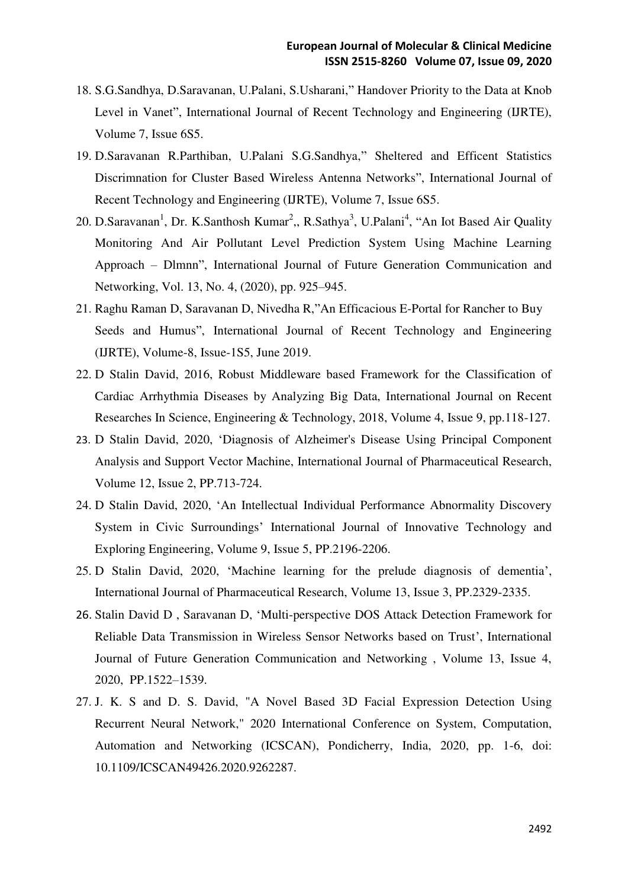18. S.G.Sandhya, D.Saravanan, U.Palani, S.Usharani," Handover Priority to the Data at Knob Level in Vanet", International Journal of Recent Technology and Engineering (IJRTE), Volume 7, Issue 6S5.
19. D.Saravanan R.Parthiban, U.Palani S.G.Sandhya," Sheltered and Efficent Statistics Discrimnation for Cluster Based Wireless Antenna Networks", International Journal of Recent Technology and Engineering (IJRTE), Volume 7, Issue 6S5.
20. D.Saravanan[1], Dr. K.Santhosh Kumar[2],, R.Sathya[3], U.Palani[4], "An Iot Based Air Quality Monitoring And Air Pollutant Level Prediction System Using Machine Learning Approach – Dlmnn", International Journal of Future Generation Communication and Networking, Vol. 13, No. 4, (2020), pp. 925–945.
21. Raghu Raman D, Saravanan D, Nivedha R,"An Efficacious E-Portal for Rancher to Buy Seeds and Humus", International Journal of Recent Technology and Engineering (IJRTE), Volume-8, Issue-1S5, June 2019.
22. D Stalin David, 2016, Robust Middleware based Framework for the Classification of Cardiac Arrhythmia Diseases by Analyzing Big Data, International Journal on Recent Researches In Science, Engineering & Technology, 2018, Volume 4, Issue 9, pp.118-127.
23. D Stalin David, 2020, 'Diagnosis of Alzheimer's Disease Using Principal Component Analysis and Support Vector Machine, International Journal of Pharmaceutical Research, Volume 12, Issue 2, PP.713-724.
24. D Stalin David, 2020, 'An Intellectual Individual Performance Abnormality Discovery System in Civic Surroundings' International Journal of Innovative Technology and Exploring Engineering, Volume 9, Issue 5, PP.2196-2206.
25. D Stalin David, 2020, 'Machine learning for the prelude diagnosis of dementia', International Journal of Pharmaceutical Research, Volume 13, Issue 3, PP.2329-2335.
26. Stalin David D , Saravanan D, 'Multi-perspective DOS Attack Detection Framework for Reliable Data Transmission in Wireless Sensor Networks based on Trust', International Journal of Future Generation Communication and Networking , Volume 13, Issue 4, 2020, PP.1522–1539.
27. J. K. S and D. S. David, "A Novel Based 3D Facial Expression Detection Using Recurrent Neural Network," 2020 International Conference on System, Computation, Automation and Networking (ICSCAN), Pondicherry, India, 2020, pp. 1-6, doi: 10.1109/ICSCAN49426.2020.9262287.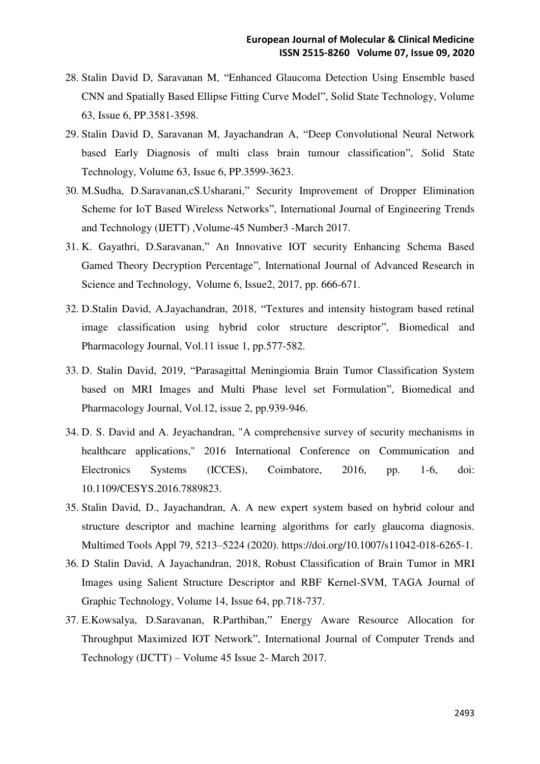28. Stalin David D, Saravanan M, "Enhanced Glaucoma Detection Using Ensemble based CNN and Spatially Based Ellipse Fitting Curve Model", Solid State Technology, Volume 63, Issue 6, PP.3581-3598.
29. Stalin David D, Saravanan M, Jayachandran A, "Deep Convolutional Neural Network based Early Diagnosis of multi class brain tumour classification", Solid State Technology, Volume 63, Issue 6, PP.3599-3623.
30. M.Sudha, D.Saravanan,cS.Usharani," Security Improvement of Dropper Elimination Scheme for IoT Based Wireless Networks", International Journal of Engineering Trends and Technology (IJETT) ,Volume-45 Number3 -March 2017.
31. K. Gayathri, D.Saravanan," An Innovative IOT security Enhancing Schema Based Gamed Theory Decryption Percentage", International Journal of Advanced Research in Science and Technology, Volume 6, Issue2, 2017, pp. 666-671.
32. D.Stalin David, A.Jayachandran, 2018, "Textures and intensity histogram based retinal image classification using hybrid color structure descriptor", Biomedical and Pharmacology Journal, Vol.11 issue 1, pp.577-582.
33. D. Stalin David, 2019, "Parasagittal Meningiomia Brain Tumor Classification System based on MRI Images and Multi Phase level set Formulation", Biomedical and Pharmacology Journal, Vol.12, issue 2, pp.939-946.
34. D. S. David and A. Jeyachandran, "A comprehensive survey of security mechanisms in healthcare applications," 2016 International Conference on Communication and Electronics Systems (ICCES), Coimbatore, 2016, pp. 1-6, doi: 10.1109/CESYS.2016.7889823.
35. Stalin David, D., Jayachandran, A. A new expert system based on hybrid colour and structure descriptor and machine learning algorithms for early glaucoma diagnosis. Multimed Tools Appl 79, 5213–5224 (2020). https://doi.org/10.1007/s11042-018-6265-1.
36. D Stalin David, A Jayachandran, 2018, Robust Classification of Brain Tumor in MRI Images using Salient Structure Descriptor and RBF Kernel-SVM, TAGA Journal of Graphic Technology, Volume 14, Issue 64, pp.718-737.
37. E.Kowsalya, D.Saravanan, R.Parthiban," Energy Aware Resource Allocation for Throughput Maximized IOT Network", International Journal of Computer Trends and Technology (IJCTT) – Volume 45 Issue 2- March 2017.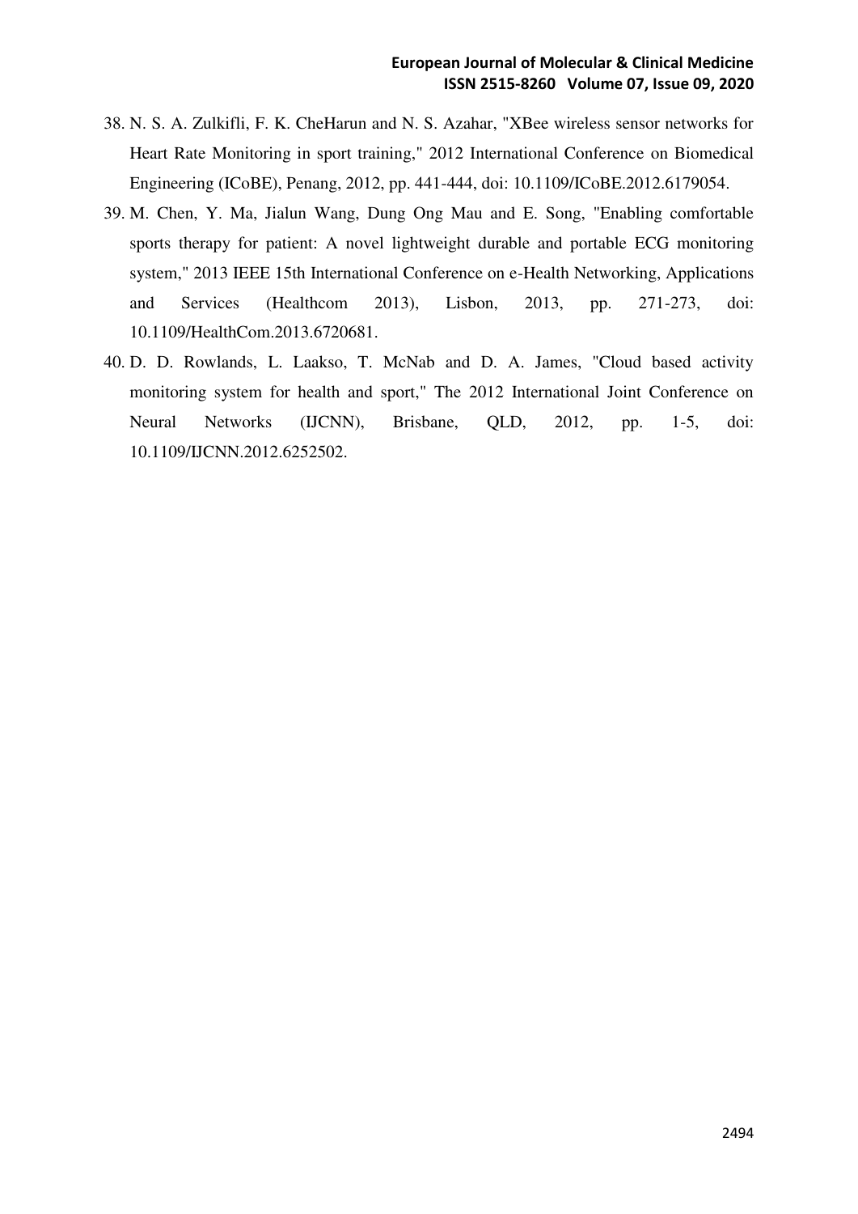38. N. S. A. Zulkifli, F. K. CheHarun and N. S. Azahar, "XBee wireless sensor networks for Heart Rate Monitoring in sport training," 2012 International Conference on Biomedical Engineering (ICoBE), Penang, 2012, pp. 441-444, doi: 10.1109/ICoBE.2012.6179054.
39. M. Chen, Y. Ma, Jialun Wang, Dung Ong Mau and E. Song, "Enabling comfortable sports therapy for patient: A novel lightweight durable and portable ECG monitoring system," 2013 IEEE 15th International Conference on e-Health Networking, Applications and Services (Healthcom 2013), Lisbon, 2013, pp. 271-273, doi: 10.1109/HealthCom.2013.6720681.
40. D. D. Rowlands, L. Laakso, T. McNab and D. A. James, "Cloud based activity monitoring system for health and sport," The 2012 International Joint Conference on Neural Networks (IJCNN), Brisbane, QLD, 2012, pp. 1-5, doi: 10.1109/IJCNN.2012.6252502.